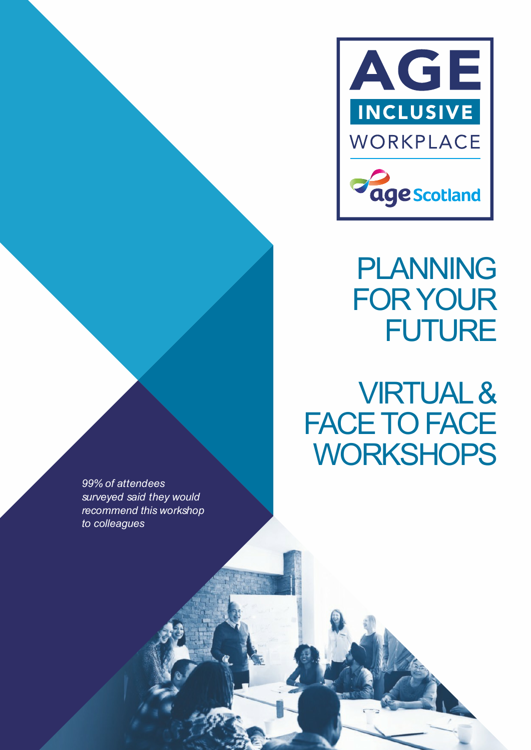AGE
INCLUSIVE
WORKPLACE

age Scotland

# PLANNING FOR YOUR FUTURE

# VIRTUAL & FACE TO FACE WORKSHOPS

*99% of attendees surveyed said they would recommend this workshop to colleagues*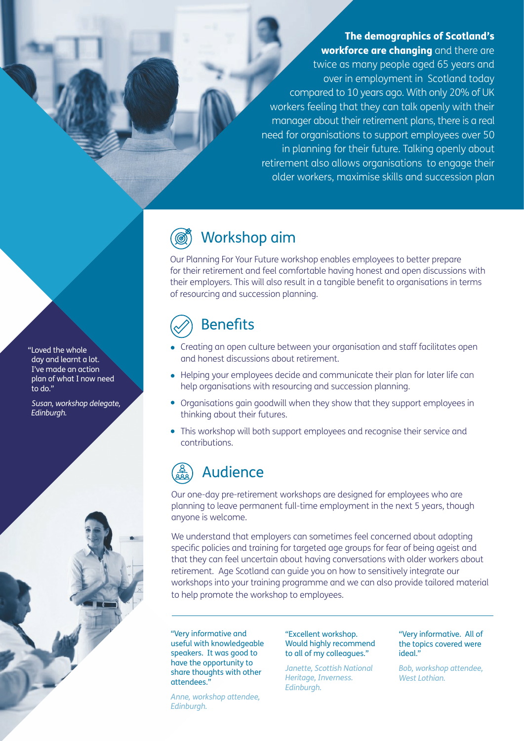**The demographics of Scotland's workforce are changing** and there are twice as many people aged 65 years and over in employment in Scotland today compared to 10 years ago. With only 20% of UK workers feeling that they can talk openly with their manager about their retirement plans, there is a real need for organisations to support employees over 50 in planning for their future. Talking openly about retirement also allows organisations to engage their older workers, maximise skills and succession plan

> "Loved the whole day and learnt a lot. I've made an action plan of what I now need to do."
>
> *Susan, workshop delegate, Edinburgh.*

## Workshop aim

Our Planning For Your Future workshop enables employees to better prepare for their retirement and feel comfortable having honest and open discussions with their employers. This will also result in a tangible benefit to organisations in terms of resourcing and succession planning.

## Benefits

- Creating an open culture between your organisation and staff facilitates open and honest discussions about retirement.
- Helping your employees decide and communicate their plan for later life can help organisations with resourcing and succession planning.
- Organisations gain goodwill when they show that they support employees in thinking about their futures.
- This workshop will both support employees and recognise their service and contributions.

## Audience

Our one-day pre-retirement workshops are designed for employees who are planning to leave permanent full-time employment in the next 5 years, though anyone is welcome.

We understand that employers can sometimes feel concerned about adopting specific policies and training for targeted age groups for fear of being ageist and that they can feel uncertain about having conversations with older workers about retirement. Age Scotland can guide you on how to sensitively integrate our workshops into your training programme and we can also provide tailored material to help promote the workshop to employees.

---

> "Very informative and useful with knowledgeable speakers. It was good to have the opportunity to share thoughts with other attendees."
>
> *Anne, workshop attendee, Edinburgh.*

> "Excellent workshop. Would highly recommend to all of my colleagues."
>
> *Janette, Scottish National Heritage, Inverness. Edinburgh.*

> "Very informative. All of the topics covered were ideal."
>
> *Bob, workshop attendee, West Lothian.*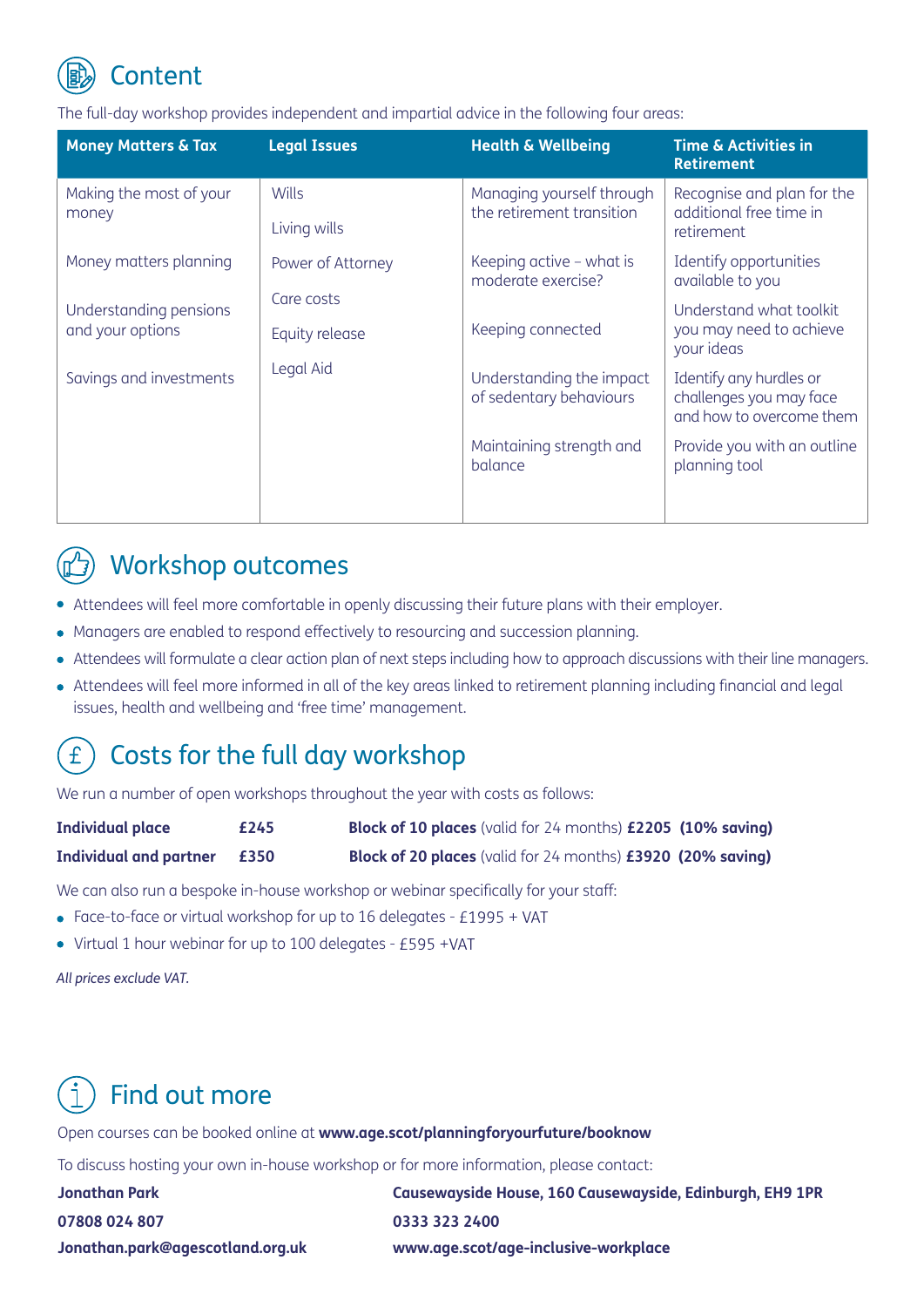## Content

The full-day workshop provides independent and impartial advice in the following four areas:

| Money Matters & Tax | Legal Issues | Health & Wellbeing | Time & Activities in Retirement |
|---|---|---|---|
| Making the most of your money | Wills | Managing yourself through the retirement transition | Recognise and plan for the additional free time in retirement |
| | Living wills | | |
| Money matters planning | Power of Attorney | Keeping active – what is moderate exercise? | Identify opportunities available to you |
| Understanding pensions and your options | Care costs | Keeping connected | Understand what toolkit you may need to achieve your ideas |
| | Equity release | | |
| Savings and investments | Legal Aid | Understanding the impact of sedentary behaviours | Identify any hurdles or challenges you may face and how to overcome them |
| | | Maintaining strength and balance | Provide you with an outline planning tool |

## Workshop outcomes

- Attendees will feel more comfortable in openly discussing their future plans with their employer.
- Managers are enabled to respond effectively to resourcing and succession planning.
- Attendees will formulate a clear action plan of next steps including how to approach discussions with their line managers.
- Attendees will feel more informed in all of the key areas linked to retirement planning including financial and legal issues, health and wellbeing and 'free time' management.

## Costs for the full day workshop

We run a number of open workshops throughout the year with costs as follows:

| | | |
|---|---|---|
| **Individual place** | **£245** | **Block of 10 places** (valid for 24 months) **£2205 (10% saving)** |
| **Individual and partner** | **£350** | **Block of 20 places** (valid for 24 months) **£3920 (20% saving)** |

We can also run a bespoke in-house workshop or webinar specifically for your staff:

- Face-to-face or virtual workshop for up to 16 delegates - £1995 + VAT
- Virtual 1 hour webinar for up to 100 delegates - £595 +VAT

*All prices exclude VAT.*

## Find out more

Open courses can be booked online at **www.age.scot/planningforyourfuture/booknow**

To discuss hosting your own in-house workshop or for more information, please contact:

**Jonathan Park**
**07808 024 807**
**Jonathan.park@agescotland.org.uk**

**Causewayside House, 160 Causewayside, Edinburgh, EH9 1PR**
**0333 323 2400**
**www.age.scot/age-inclusive-workplace**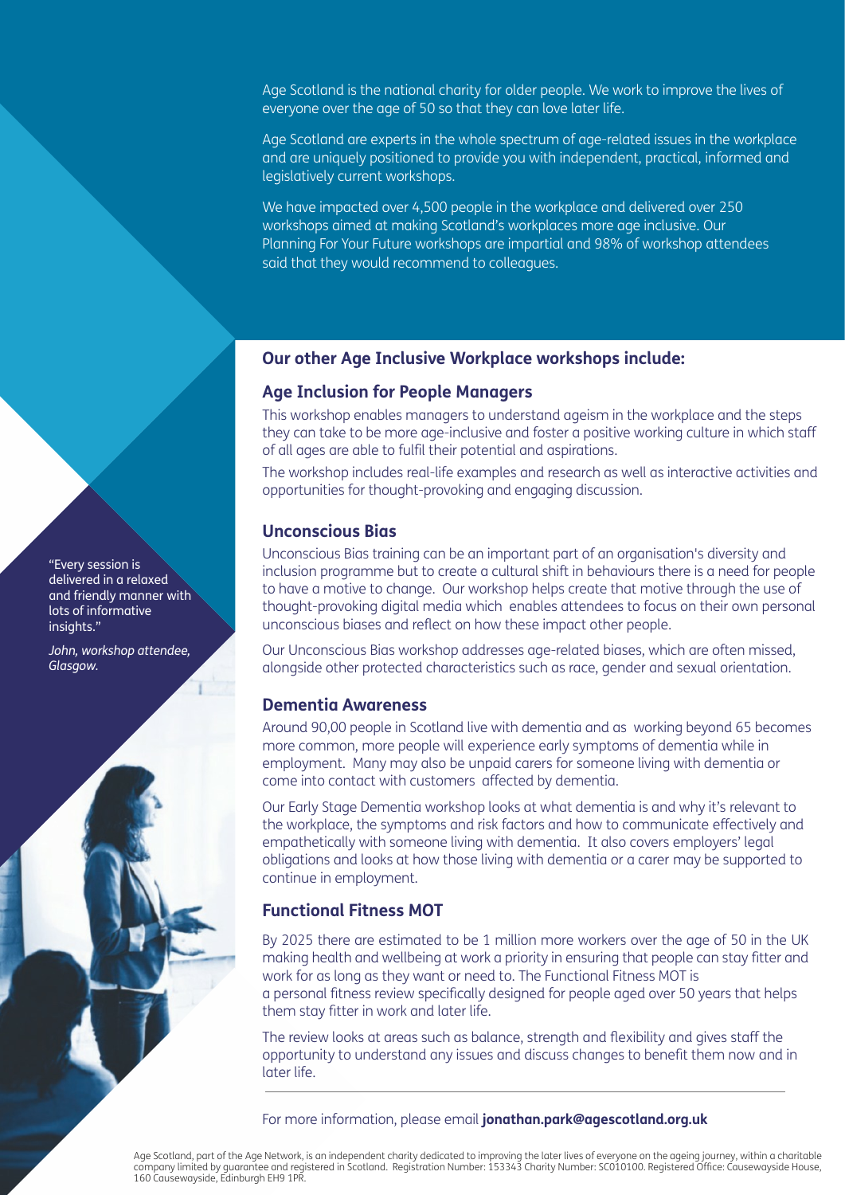Age Scotland is the national charity for older people. We work to improve the lives of everyone over the age of 50 so that they can love later life.

Age Scotland are experts in the whole spectrum of age-related issues in the workplace and are uniquely positioned to provide you with independent, practical, informed and legislatively current workshops.

We have impacted over 4,500 people in the workplace and delivered over 250 workshops aimed at making Scotland's workplaces more age inclusive. Our Planning For Your Future workshops are impartial and 98% of workshop attendees said that they would recommend to colleagues.

"Every session is delivered in a relaxed and friendly manner with lots of informative insights."

*John, workshop attendee, Glasgow.*

## Our other Age Inclusive Workplace workshops include:

### Age Inclusion for People Managers

This workshop enables managers to understand ageism in the workplace and the steps they can take to be more age-inclusive and foster a positive working culture in which staff of all ages are able to fulfil their potential and aspirations.

The workshop includes real-life examples and research as well as interactive activities and opportunities for thought-provoking and engaging discussion.

### Unconscious Bias

Unconscious Bias training can be an important part of an organisation's diversity and inclusion programme but to create a cultural shift in behaviours there is a need for people to have a motive to change. Our workshop helps create that motive through the use of thought-provoking digital media which enables attendees to focus on their own personal unconscious biases and reflect on how these impact other people.

Our Unconscious Bias workshop addresses age-related biases, which are often missed, alongside other protected characteristics such as race, gender and sexual orientation.

### Dementia Awareness

Around 90,00 people in Scotland live with dementia and as working beyond 65 becomes more common, more people will experience early symptoms of dementia while in employment. Many may also be unpaid carers for someone living with dementia or come into contact with customers affected by dementia.

Our Early Stage Dementia workshop looks at what dementia is and why it's relevant to the workplace, the symptoms and risk factors and how to communicate effectively and empathetically with someone living with dementia. It also covers employers' legal obligations and looks at how those living with dementia or a carer may be supported to continue in employment.

### Functional Fitness MOT

By 2025 there are estimated to be 1 million more workers over the age of 50 in the UK making health and wellbeing at work a priority in ensuring that people can stay fitter and work for as long as they want or need to. The Functional Fitness MOT is a personal fitness review specifically designed for people aged over 50 years that helps them stay fitter in work and later life.

The review looks at areas such as balance, strength and flexibility and gives staff the opportunity to understand any issues and discuss changes to benefit them now and in later life.

---

For more information, please email **jonathan.park@agescotland.org.uk**

Age Scotland, part of the Age Network, is an independent charity dedicated to improving the later lives of everyone on the ageing journey, within a charitable company limited by guarantee and registered in Scotland. Registration Number: 153343 Charity Number: SC010100. Registered Office: Causewayside House, 160 Causewayside, Edinburgh EH9 1PR.